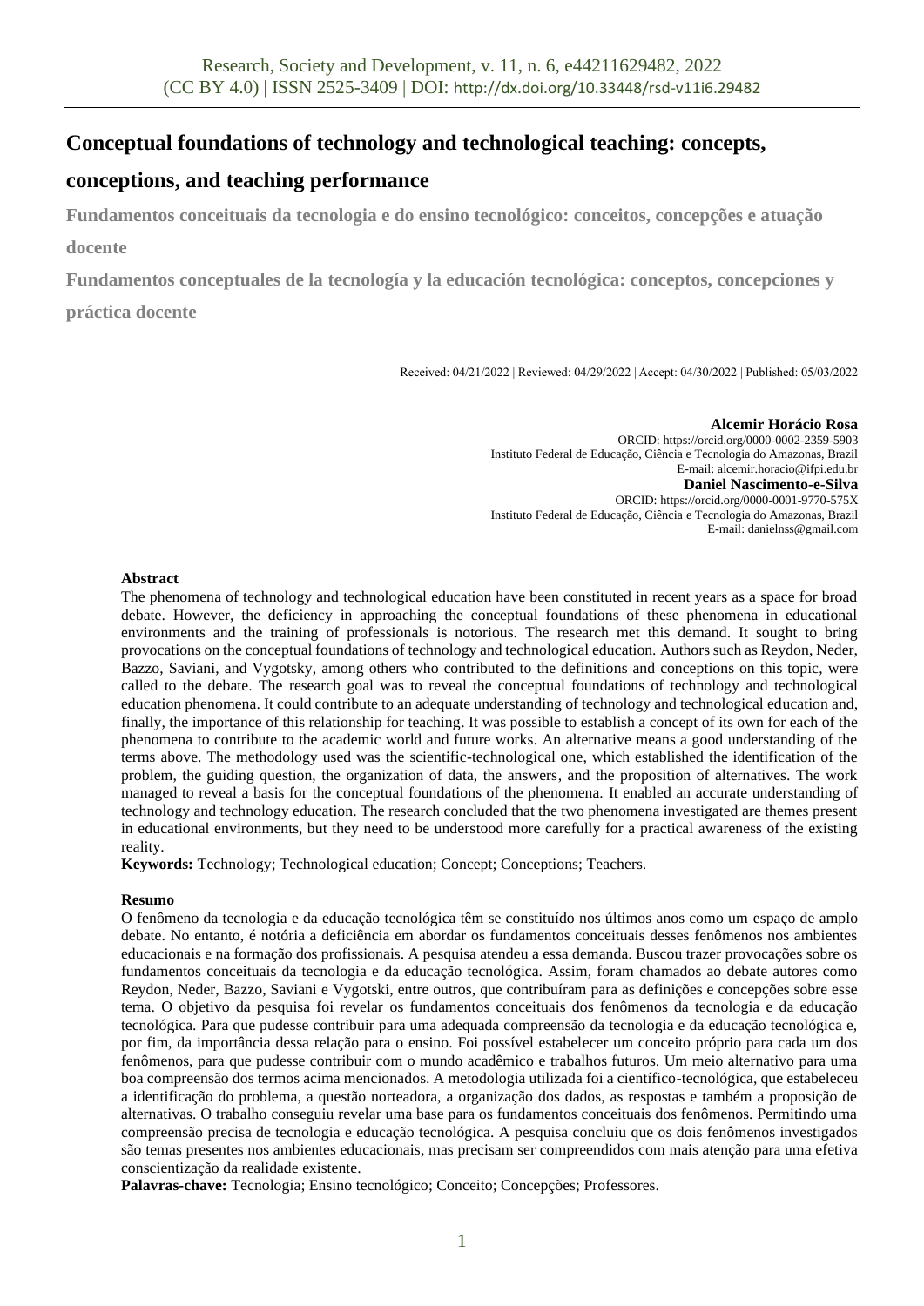# Conceptual foundations of technology and technological teaching: concepts, conceptions, and teaching performance

**Fundamentos conceituais da tecnologia e do ensino tecnológico: conceitos, concepções e atuação docente**

**Fundamentos conceptuales de la tecnología y la educación tecnológica: conceptos, concepciones y práctica docente**

Received: 04/21/2022 | Reviewed: 04/29/2022 | Accept: 04/30/2022 | Published: 05/03/2022

**Alcemir Horácio Rosa**
ORCID: https://orcid.org/0000-0002-2359-5903
Instituto Federal de Educação, Ciência e Tecnologia do Amazonas, Brazil
E-mail: alcemir.horacio@ifpi.edu.br

**Daniel Nascimento-e-Silva**
ORCID: https://orcid.org/0000-0001-9770-575X
Instituto Federal de Educação, Ciência e Tecnologia do Amazonas, Brazil
E-mail: danielnss@gmail.com

**Abstract**

The phenomena of technology and technological education have been constituted in recent years as a space for broad debate. However, the deficiency in approaching the conceptual foundations of these phenomena in educational environments and the training of professionals is notorious. The research met this demand. It sought to bring provocations on the conceptual foundations of technology and technological education. Authors such as Reydon, Neder, Bazzo, Saviani, and Vygotsky, among others who contributed to the definitions and conceptions on this topic, were called to the debate. The research goal was to reveal the conceptual foundations of technology and technological education phenomena. It could contribute to an adequate understanding of technology and technological education and, finally, the importance of this relationship for teaching. It was possible to establish a concept of its own for each of the phenomena to contribute to the academic world and future works. An alternative means a good understanding of the terms above. The methodology used was the scientific-technological one, which established the identification of the problem, the guiding question, the organization of data, the answers, and the proposition of alternatives. The work managed to reveal a basis for the conceptual foundations of the phenomena. It enabled an accurate understanding of technology and technology education. The research concluded that the two phenomena investigated are themes present in educational environments, but they need to be understood more carefully for a practical awareness of the existing reality.

**Keywords:** Technology; Technological education; Concept; Conceptions; Teachers.

**Resumo**

O fenômeno da tecnologia e da educação tecnológica têm se constituído nos últimos anos como um espaço de amplo debate. No entanto, é notória a deficiência em abordar os fundamentos conceituais desses fenômenos nos ambientes educacionais e na formação dos profissionais. A pesquisa atendeu a essa demanda. Buscou trazer provocações sobre os fundamentos conceituais da tecnologia e da educação tecnológica. Assim, foram chamados ao debate autores como Reydon, Neder, Bazzo, Saviani e Vygotski, entre outros, que contribuíram para as definições e concepções sobre esse tema. O objetivo da pesquisa foi revelar os fundamentos conceituais dos fenômenos da tecnologia e da educação tecnológica. Para que pudesse contribuir para uma adequada compreensão da tecnologia e da educação tecnológica e, por fim, da importância dessa relação para o ensino. Foi possível estabelecer um conceito próprio para cada um dos fenômenos, para que pudesse contribuir com o mundo acadêmico e trabalhos futuros. Um meio alternativo para uma boa compreensão dos termos acima mencionados. A metodologia utilizada foi a científico-tecnológica, que estabeleceu a identificação do problema, a questão norteadora, a organização dos dados, as respostas e também a proposição de alternativas. O trabalho conseguiu revelar uma base para os fundamentos conceituais dos fenômenos. Permitindo uma compreensão precisa de tecnologia e educação tecnológica. A pesquisa concluiu que os dois fenômenos investigados são temas presentes nos ambientes educacionais, mas precisam ser compreendidos com mais atenção para uma efetiva conscientização da realidade existente.

**Palavras-chave:** Tecnologia; Ensino tecnológico; Conceito; Concepções; Professores.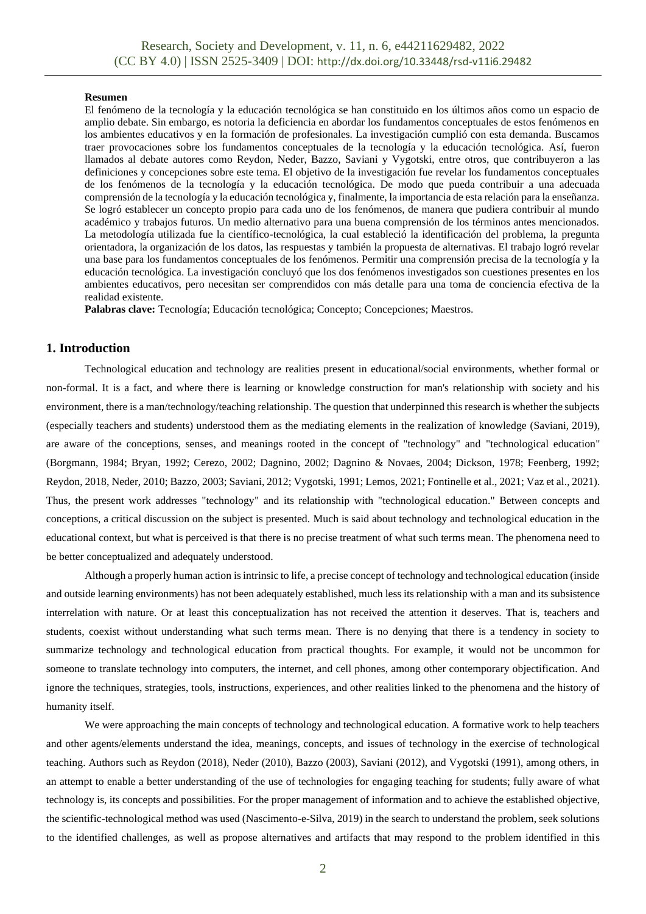**Resumen**

El fenómeno de la tecnología y la educación tecnológica se han constituido en los últimos años como un espacio de amplio debate. Sin embargo, es notoria la deficiencia en abordar los fundamentos conceptuales de estos fenómenos en los ambientes educativos y en la formación de profesionales. La investigación cumplió con esta demanda. Buscamos traer provocaciones sobre los fundamentos conceptuales de la tecnología y la educación tecnológica. Así, fueron llamados al debate autores como Reydon, Neder, Bazzo, Saviani y Vygotski, entre otros, que contribuyeron a las definiciones y concepciones sobre este tema. El objetivo de la investigación fue revelar los fundamentos conceptuales de los fenómenos de la tecnología y la educación tecnológica. De modo que pueda contribuir a una adecuada comprensión de la tecnología y la educación tecnológica y, finalmente, la importancia de esta relación para la enseñanza. Se logró establecer un concepto propio para cada uno de los fenómenos, de manera que pudiera contribuir al mundo académico y trabajos futuros. Un medio alternativo para una buena comprensión de los términos antes mencionados. La metodología utilizada fue la científico-tecnológica, la cual estableció la identificación del problema, la pregunta orientadora, la organización de los datos, las respuestas y también la propuesta de alternativas. El trabajo logró revelar una base para los fundamentos conceptuales de los fenómenos. Permitir una comprensión precisa de la tecnología y la educación tecnológica. La investigación concluyó que los dos fenómenos investigados son cuestiones presentes en los ambientes educativos, pero necesitan ser comprendidos con más detalle para una toma de conciencia efectiva de la realidad existente.

**Palabras clave:** Tecnología; Educación tecnológica; Concepto; Concepciones; Maestros.

## 1. Introduction

Technological education and technology are realities present in educational/social environments, whether formal or non-formal. It is a fact, and where there is learning or knowledge construction for man's relationship with society and his environment, there is a man/technology/teaching relationship. The question that underpinned this research is whether the subjects (especially teachers and students) understood them as the mediating elements in the realization of knowledge (Saviani, 2019), are aware of the conceptions, senses, and meanings rooted in the concept of "technology" and "technological education" (Borgmann, 1984; Bryan, 1992; Cerezo, 2002; Dagnino, 2002; Dagnino & Novaes, 2004; Dickson, 1978; Feenberg, 1992; Reydon, 2018, Neder, 2010; Bazzo, 2003; Saviani, 2012; Vygotski, 1991; Lemos, 2021; Fontinelle et al., 2021; Vaz et al., 2021). Thus, the present work addresses "technology" and its relationship with "technological education." Between concepts and conceptions, a critical discussion on the subject is presented. Much is said about technology and technological education in the educational context, but what is perceived is that there is no precise treatment of what such terms mean. The phenomena need to be better conceptualized and adequately understood.

Although a properly human action is intrinsic to life, a precise concept of technology and technological education (inside and outside learning environments) has not been adequately established, much less its relationship with a man and its subsistence interrelation with nature. Or at least this conceptualization has not received the attention it deserves. That is, teachers and students, coexist without understanding what such terms mean. There is no denying that there is a tendency in society to summarize technology and technological education from practical thoughts. For example, it would not be uncommon for someone to translate technology into computers, the internet, and cell phones, among other contemporary objectification. And ignore the techniques, strategies, tools, instructions, experiences, and other realities linked to the phenomena and the history of humanity itself.

We were approaching the main concepts of technology and technological education. A formative work to help teachers and other agents/elements understand the idea, meanings, concepts, and issues of technology in the exercise of technological teaching. Authors such as Reydon (2018), Neder (2010), Bazzo (2003), Saviani (2012), and Vygotski (1991), among others, in an attempt to enable a better understanding of the use of technologies for engaging teaching for students; fully aware of what technology is, its concepts and possibilities. For the proper management of information and to achieve the established objective, the scientific-technological method was used (Nascimento-e-Silva, 2019) in the search to understand the problem, seek solutions to the identified challenges, as well as propose alternatives and artifacts that may respond to the problem identified in this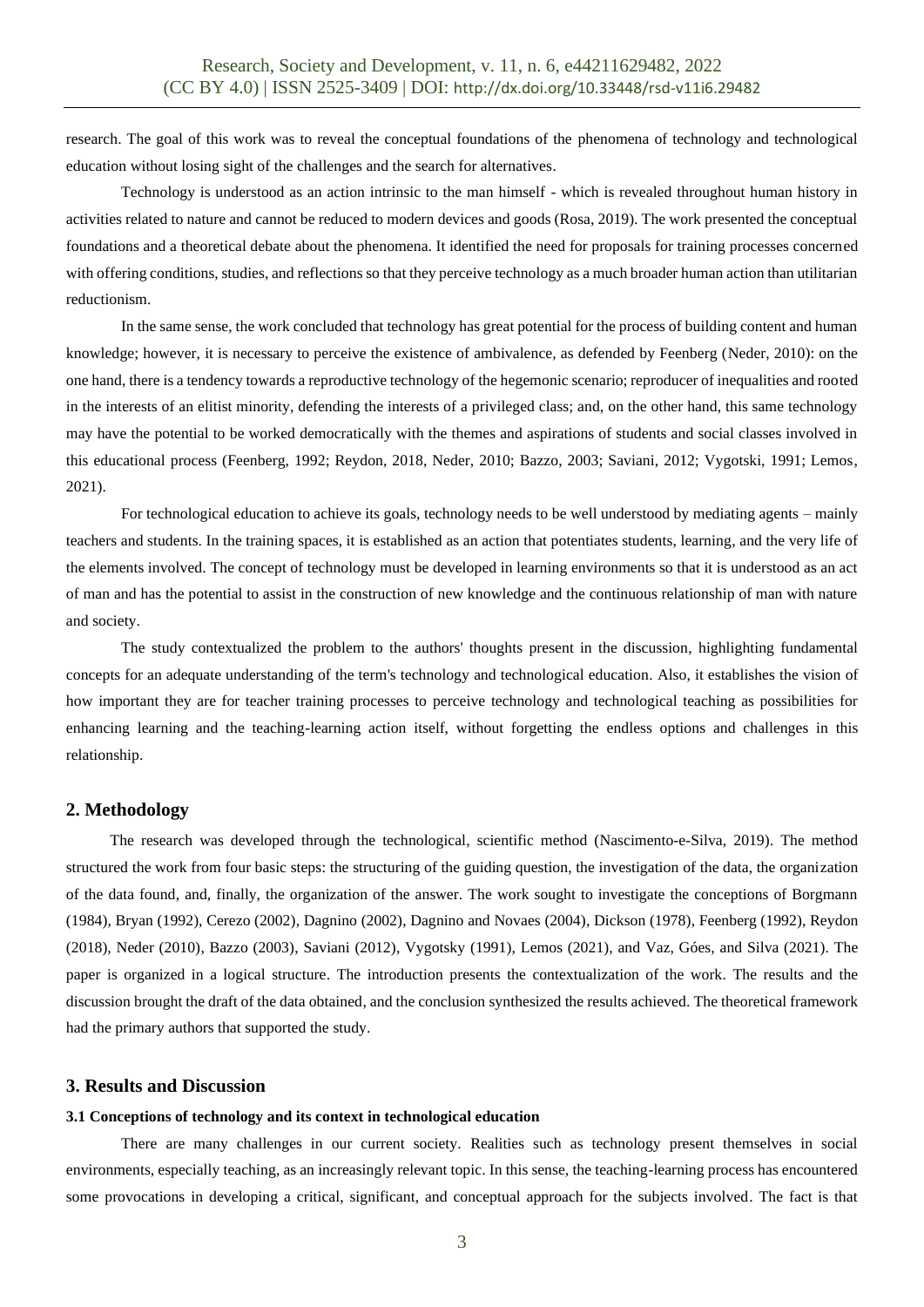research. The goal of this work was to reveal the conceptual foundations of the phenomena of technology and technological education without losing sight of the challenges and the search for alternatives.

Technology is understood as an action intrinsic to the man himself - which is revealed throughout human history in activities related to nature and cannot be reduced to modern devices and goods (Rosa, 2019). The work presented the conceptual foundations and a theoretical debate about the phenomena. It identified the need for proposals for training processes concerned with offering conditions, studies, and reflections so that they perceive technology as a much broader human action than utilitarian reductionism.

In the same sense, the work concluded that technology has great potential for the process of building content and human knowledge; however, it is necessary to perceive the existence of ambivalence, as defended by Feenberg (Neder, 2010): on the one hand, there is a tendency towards a reproductive technology of the hegemonic scenario; reproducer of inequalities and rooted in the interests of an elitist minority, defending the interests of a privileged class; and, on the other hand, this same technology may have the potential to be worked democratically with the themes and aspirations of students and social classes involved in this educational process (Feenberg, 1992; Reydon, 2018, Neder, 2010; Bazzo, 2003; Saviani, 2012; Vygotski, 1991; Lemos, 2021).

For technological education to achieve its goals, technology needs to be well understood by mediating agents – mainly teachers and students. In the training spaces, it is established as an action that potentiates students, learning, and the very life of the elements involved. The concept of technology must be developed in learning environments so that it is understood as an act of man and has the potential to assist in the construction of new knowledge and the continuous relationship of man with nature and society.

The study contextualized the problem to the authors' thoughts present in the discussion, highlighting fundamental concepts for an adequate understanding of the term's technology and technological education. Also, it establishes the vision of how important they are for teacher training processes to perceive technology and technological teaching as possibilities for enhancing learning and the teaching-learning action itself, without forgetting the endless options and challenges in this relationship.

## 2. Methodology

The research was developed through the technological, scientific method (Nascimento-e-Silva, 2019). The method structured the work from four basic steps: the structuring of the guiding question, the investigation of the data, the organization of the data found, and, finally, the organization of the answer. The work sought to investigate the conceptions of Borgmann (1984), Bryan (1992), Cerezo (2002), Dagnino (2002), Dagnino and Novaes (2004), Dickson (1978), Feenberg (1992), Reydon (2018), Neder (2010), Bazzo (2003), Saviani (2012), Vygotsky (1991), Lemos (2021), and Vaz, Góes, and Silva (2021). The paper is organized in a logical structure. The introduction presents the contextualization of the work. The results and the discussion brought the draft of the data obtained, and the conclusion synthesized the results achieved. The theoretical framework had the primary authors that supported the study.

## 3. Results and Discussion

#### 3.1 Conceptions of technology and its context in technological education

There are many challenges in our current society. Realities such as technology present themselves in social environments, especially teaching, as an increasingly relevant topic. In this sense, the teaching-learning process has encountered some provocations in developing a critical, significant, and conceptual approach for the subjects involved. The fact is that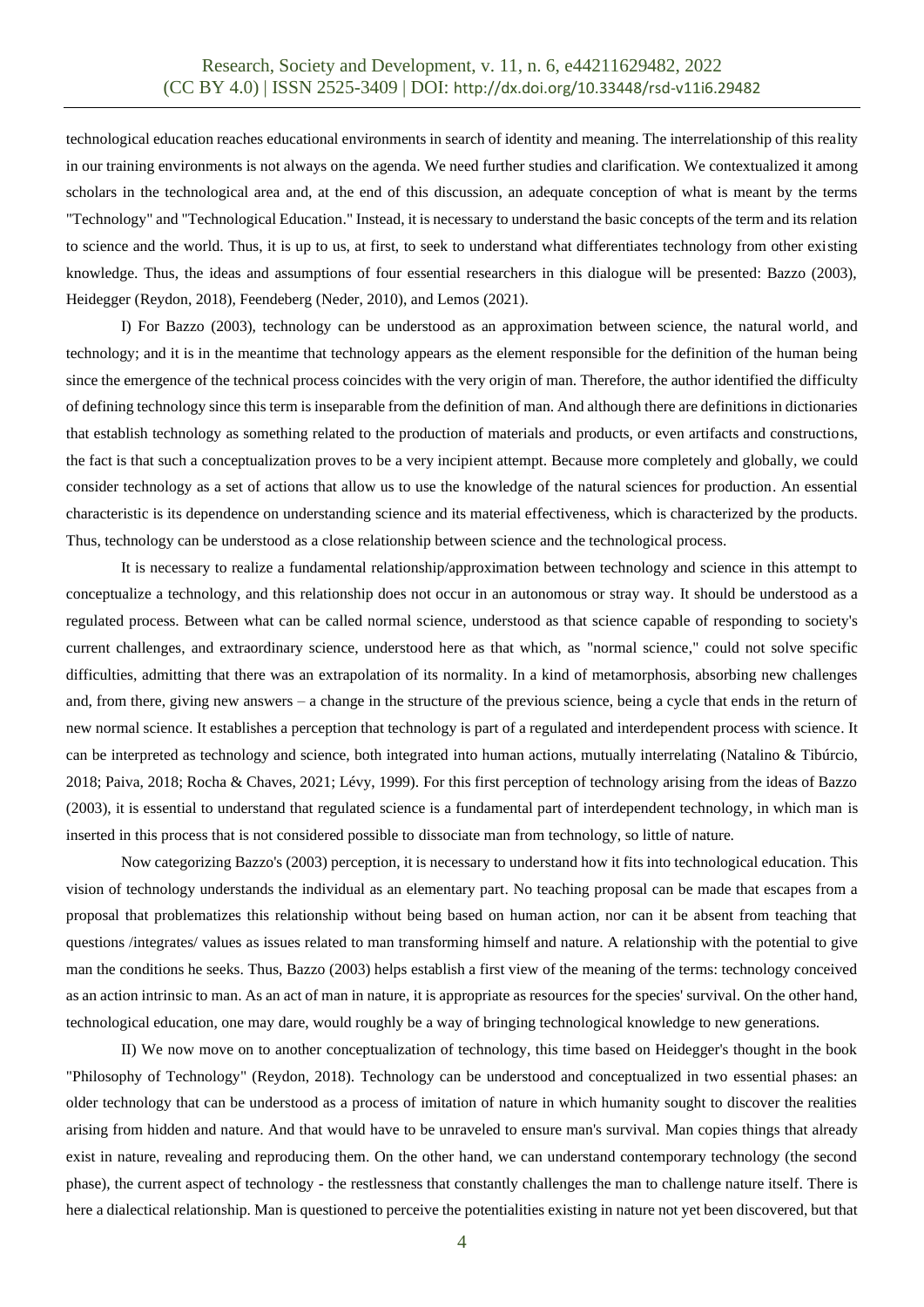technological education reaches educational environments in search of identity and meaning. The interrelationship of this reality in our training environments is not always on the agenda. We need further studies and clarification. We contextualized it among scholars in the technological area and, at the end of this discussion, an adequate conception of what is meant by the terms "Technology" and "Technological Education." Instead, it is necessary to understand the basic concepts of the term and its relation to science and the world. Thus, it is up to us, at first, to seek to understand what differentiates technology from other existing knowledge. Thus, the ideas and assumptions of four essential researchers in this dialogue will be presented: Bazzo (2003), Heidegger (Reydon, 2018), Feendeberg (Neder, 2010), and Lemos (2021).

I) For Bazzo (2003), technology can be understood as an approximation between science, the natural world, and technology; and it is in the meantime that technology appears as the element responsible for the definition of the human being since the emergence of the technical process coincides with the very origin of man. Therefore, the author identified the difficulty of defining technology since this term is inseparable from the definition of man. And although there are definitions in dictionaries that establish technology as something related to the production of materials and products, or even artifacts and constructions, the fact is that such a conceptualization proves to be a very incipient attempt. Because more completely and globally, we could consider technology as a set of actions that allow us to use the knowledge of the natural sciences for production. An essential characteristic is its dependence on understanding science and its material effectiveness, which is characterized by the products. Thus, technology can be understood as a close relationship between science and the technological process.

It is necessary to realize a fundamental relationship/approximation between technology and science in this attempt to conceptualize a technology, and this relationship does not occur in an autonomous or stray way. It should be understood as a regulated process. Between what can be called normal science, understood as that science capable of responding to society's current challenges, and extraordinary science, understood here as that which, as "normal science," could not solve specific difficulties, admitting that there was an extrapolation of its normality. In a kind of metamorphosis, absorbing new challenges and, from there, giving new answers – a change in the structure of the previous science, being a cycle that ends in the return of new normal science. It establishes a perception that technology is part of a regulated and interdependent process with science. It can be interpreted as technology and science, both integrated into human actions, mutually interrelating (Natalino & Tibúrcio, 2018; Paiva, 2018; Rocha & Chaves, 2021; Lévy, 1999). For this first perception of technology arising from the ideas of Bazzo (2003), it is essential to understand that regulated science is a fundamental part of interdependent technology, in which man is inserted in this process that is not considered possible to dissociate man from technology, so little of nature.

Now categorizing Bazzo's (2003) perception, it is necessary to understand how it fits into technological education. This vision of technology understands the individual as an elementary part. No teaching proposal can be made that escapes from a proposal that problematizes this relationship without being based on human action, nor can it be absent from teaching that questions /integrates/ values as issues related to man transforming himself and nature. A relationship with the potential to give man the conditions he seeks. Thus, Bazzo (2003) helps establish a first view of the meaning of the terms: technology conceived as an action intrinsic to man. As an act of man in nature, it is appropriate as resources for the species' survival. On the other hand, technological education, one may dare, would roughly be a way of bringing technological knowledge to new generations.

II) We now move on to another conceptualization of technology, this time based on Heidegger's thought in the book "Philosophy of Technology" (Reydon, 2018). Technology can be understood and conceptualized in two essential phases: an older technology that can be understood as a process of imitation of nature in which humanity sought to discover the realities arising from hidden and nature. And that would have to be unraveled to ensure man's survival. Man copies things that already exist in nature, revealing and reproducing them. On the other hand, we can understand contemporary technology (the second phase), the current aspect of technology - the restlessness that constantly challenges the man to challenge nature itself. There is here a dialectical relationship. Man is questioned to perceive the potentialities existing in nature not yet been discovered, but that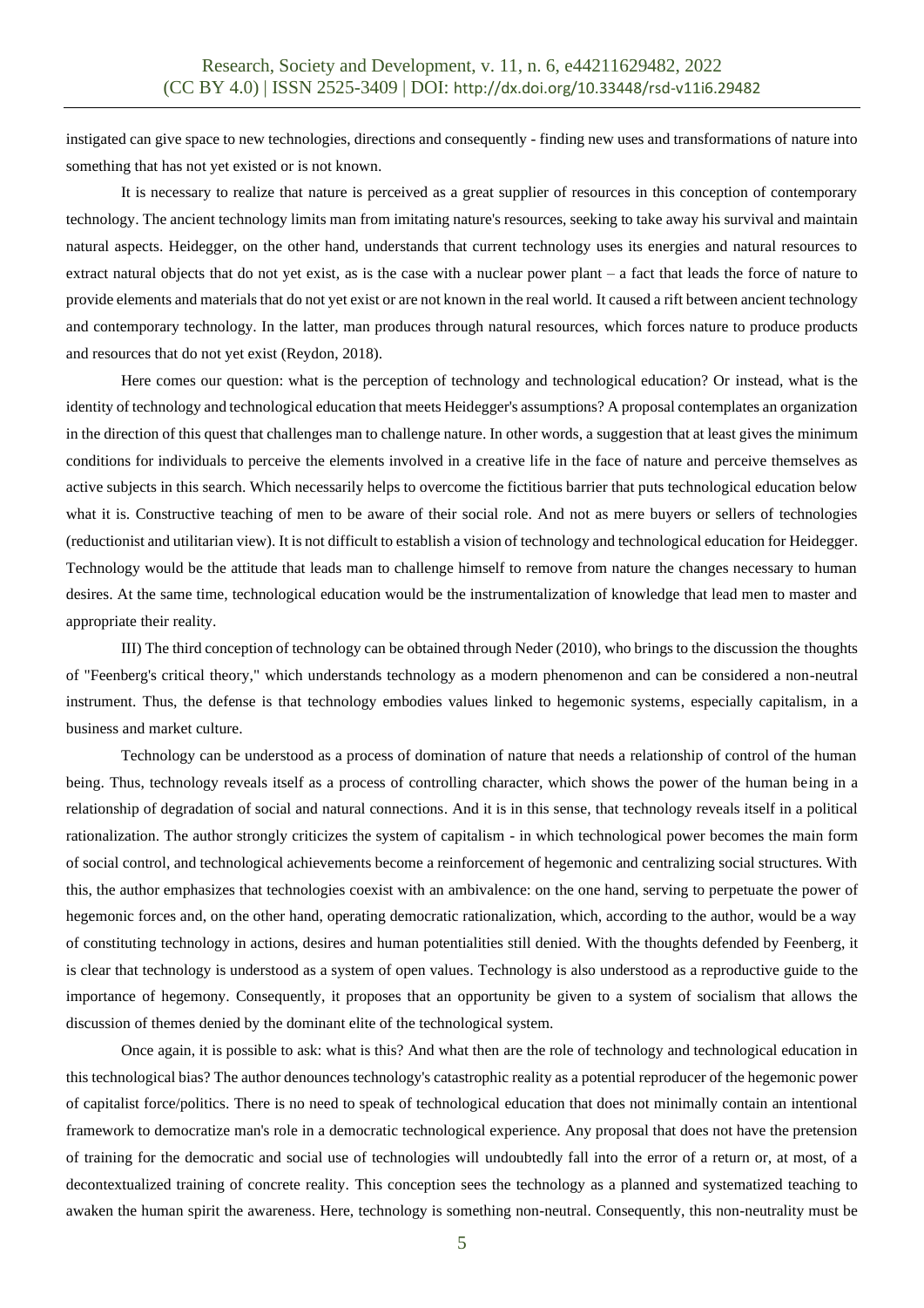instigated can give space to new technologies, directions and consequently - finding new uses and transformations of nature into something that has not yet existed or is not known.

It is necessary to realize that nature is perceived as a great supplier of resources in this conception of contemporary technology. The ancient technology limits man from imitating nature's resources, seeking to take away his survival and maintain natural aspects. Heidegger, on the other hand, understands that current technology uses its energies and natural resources to extract natural objects that do not yet exist, as is the case with a nuclear power plant – a fact that leads the force of nature to provide elements and materials that do not yet exist or are not known in the real world. It caused a rift between ancient technology and contemporary technology. In the latter, man produces through natural resources, which forces nature to produce products and resources that do not yet exist (Reydon, 2018).

Here comes our question: what is the perception of technology and technological education? Or instead, what is the identity of technology and technological education that meets Heidegger's assumptions? A proposal contemplates an organization in the direction of this quest that challenges man to challenge nature. In other words, a suggestion that at least gives the minimum conditions for individuals to perceive the elements involved in a creative life in the face of nature and perceive themselves as active subjects in this search. Which necessarily helps to overcome the fictitious barrier that puts technological education below what it is. Constructive teaching of men to be aware of their social role. And not as mere buyers or sellers of technologies (reductionist and utilitarian view). It is not difficult to establish a vision of technology and technological education for Heidegger. Technology would be the attitude that leads man to challenge himself to remove from nature the changes necessary to human desires. At the same time, technological education would be the instrumentalization of knowledge that lead men to master and appropriate their reality.

III) The third conception of technology can be obtained through Neder (2010), who brings to the discussion the thoughts of "Feenberg's critical theory," which understands technology as a modern phenomenon and can be considered a non-neutral instrument. Thus, the defense is that technology embodies values linked to hegemonic systems, especially capitalism, in a business and market culture.

Technology can be understood as a process of domination of nature that needs a relationship of control of the human being. Thus, technology reveals itself as a process of controlling character, which shows the power of the human being in a relationship of degradation of social and natural connections. And it is in this sense, that technology reveals itself in a political rationalization. The author strongly criticizes the system of capitalism - in which technological power becomes the main form of social control, and technological achievements become a reinforcement of hegemonic and centralizing social structures. With this, the author emphasizes that technologies coexist with an ambivalence: on the one hand, serving to perpetuate the power of hegemonic forces and, on the other hand, operating democratic rationalization, which, according to the author, would be a way of constituting technology in actions, desires and human potentialities still denied. With the thoughts defended by Feenberg, it is clear that technology is understood as a system of open values. Technology is also understood as a reproductive guide to the importance of hegemony. Consequently, it proposes that an opportunity be given to a system of socialism that allows the discussion of themes denied by the dominant elite of the technological system.

Once again, it is possible to ask: what is this? And what then are the role of technology and technological education in this technological bias? The author denounces technology's catastrophic reality as a potential reproducer of the hegemonic power of capitalist force/politics. There is no need to speak of technological education that does not minimally contain an intentional framework to democratize man's role in a democratic technological experience. Any proposal that does not have the pretension of training for the democratic and social use of technologies will undoubtedly fall into the error of a return or, at most, of a decontextualized training of concrete reality. This conception sees the technology as a planned and systematized teaching to awaken the human spirit the awareness. Here, technology is something non-neutral. Consequently, this non-neutrality must be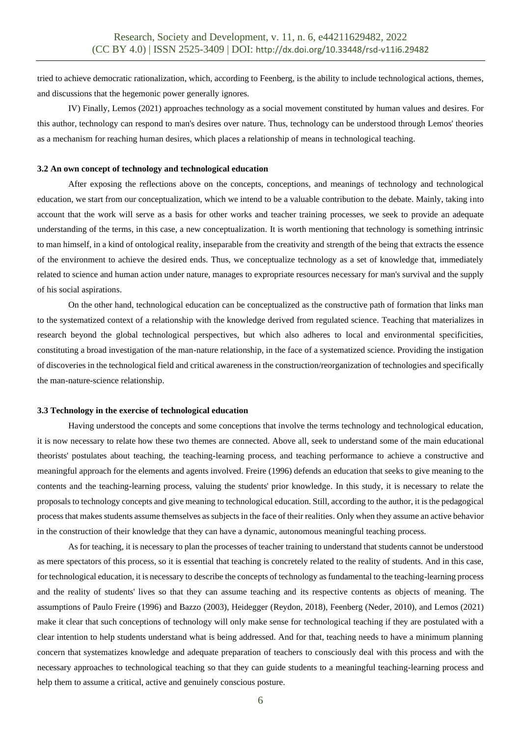tried to achieve democratic rationalization, which, according to Feenberg, is the ability to include technological actions, themes, and discussions that the hegemonic power generally ignores.

IV) Finally, Lemos (2021) approaches technology as a social movement constituted by human values and desires. For this author, technology can respond to man's desires over nature. Thus, technology can be understood through Lemos' theories as a mechanism for reaching human desires, which places a relationship of means in technological teaching.

### 3.2 An own concept of technology and technological education

After exposing the reflections above on the concepts, conceptions, and meanings of technology and technological education, we start from our conceptualization, which we intend to be a valuable contribution to the debate. Mainly, taking into account that the work will serve as a basis for other works and teacher training processes, we seek to provide an adequate understanding of the terms, in this case, a new conceptualization. It is worth mentioning that technology is something intrinsic to man himself, in a kind of ontological reality, inseparable from the creativity and strength of the being that extracts the essence of the environment to achieve the desired ends. Thus, we conceptualize technology as a set of knowledge that, immediately related to science and human action under nature, manages to expropriate resources necessary for man's survival and the supply of his social aspirations.

On the other hand, technological education can be conceptualized as the constructive path of formation that links man to the systematized context of a relationship with the knowledge derived from regulated science. Teaching that materializes in research beyond the global technological perspectives, but which also adheres to local and environmental specificities, constituting a broad investigation of the man-nature relationship, in the face of a systematized science. Providing the instigation of discoveries in the technological field and critical awareness in the construction/reorganization of technologies and specifically the man-nature-science relationship.

### 3.3 Technology in the exercise of technological education

Having understood the concepts and some conceptions that involve the terms technology and technological education, it is now necessary to relate how these two themes are connected. Above all, seek to understand some of the main educational theorists' postulates about teaching, the teaching-learning process, and teaching performance to achieve a constructive and meaningful approach for the elements and agents involved. Freire (1996) defends an education that seeks to give meaning to the contents and the teaching-learning process, valuing the students' prior knowledge. In this study, it is necessary to relate the proposals to technology concepts and give meaning to technological education. Still, according to the author, it is the pedagogical process that makes students assume themselves as subjects in the face of their realities. Only when they assume an active behavior in the construction of their knowledge that they can have a dynamic, autonomous meaningful teaching process.

As for teaching, it is necessary to plan the processes of teacher training to understand that students cannot be understood as mere spectators of this process, so it is essential that teaching is concretely related to the reality of students. And in this case, for technological education, it is necessary to describe the concepts of technology as fundamental to the teaching-learning process and the reality of students' lives so that they can assume teaching and its respective contents as objects of meaning. The assumptions of Paulo Freire (1996) and Bazzo (2003), Heidegger (Reydon, 2018), Feenberg (Neder, 2010), and Lemos (2021) make it clear that such conceptions of technology will only make sense for technological teaching if they are postulated with a clear intention to help students understand what is being addressed. And for that, teaching needs to have a minimum planning concern that systematizes knowledge and adequate preparation of teachers to consciously deal with this process and with the necessary approaches to technological teaching so that they can guide students to a meaningful teaching-learning process and help them to assume a critical, active and genuinely conscious posture.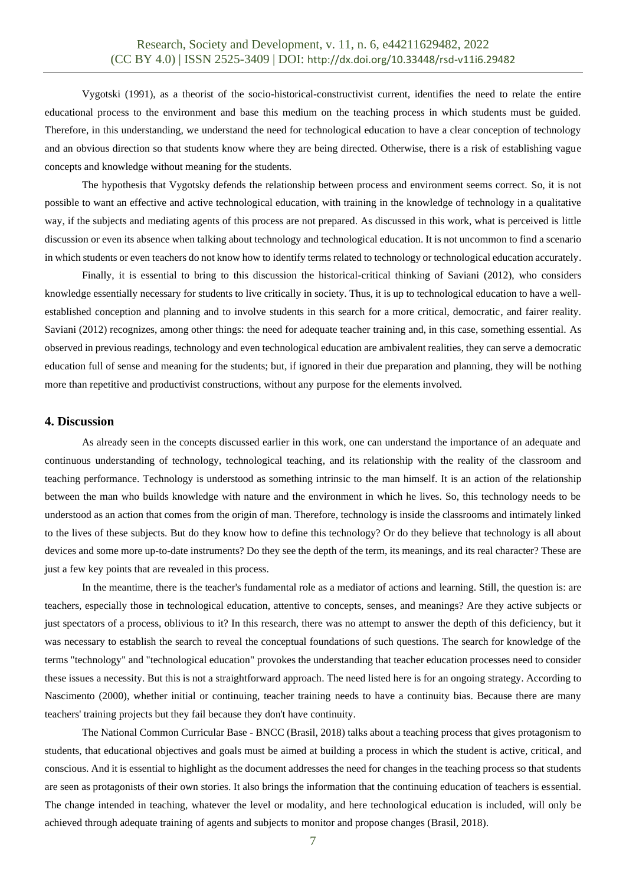Vygotski (1991), as a theorist of the socio-historical-constructivist current, identifies the need to relate the entire educational process to the environment and base this medium on the teaching process in which students must be guided. Therefore, in this understanding, we understand the need for technological education to have a clear conception of technology and an obvious direction so that students know where they are being directed. Otherwise, there is a risk of establishing vague concepts and knowledge without meaning for the students.

The hypothesis that Vygotsky defends the relationship between process and environment seems correct. So, it is not possible to want an effective and active technological education, with training in the knowledge of technology in a qualitative way, if the subjects and mediating agents of this process are not prepared. As discussed in this work, what is perceived is little discussion or even its absence when talking about technology and technological education. It is not uncommon to find a scenario in which students or even teachers do not know how to identify terms related to technology or technological education accurately.

Finally, it is essential to bring to this discussion the historical-critical thinking of Saviani (2012), who considers knowledge essentially necessary for students to live critically in society. Thus, it is up to technological education to have a well-established conception and planning and to involve students in this search for a more critical, democratic, and fairer reality. Saviani (2012) recognizes, among other things: the need for adequate teacher training and, in this case, something essential. As observed in previous readings, technology and even technological education are ambivalent realities, they can serve a democratic education full of sense and meaning for the students; but, if ignored in their due preparation and planning, they will be nothing more than repetitive and productivist constructions, without any purpose for the elements involved.

## 4. Discussion

As already seen in the concepts discussed earlier in this work, one can understand the importance of an adequate and continuous understanding of technology, technological teaching, and its relationship with the reality of the classroom and teaching performance. Technology is understood as something intrinsic to the man himself. It is an action of the relationship between the man who builds knowledge with nature and the environment in which he lives. So, this technology needs to be understood as an action that comes from the origin of man. Therefore, technology is inside the classrooms and intimately linked to the lives of these subjects. But do they know how to define this technology? Or do they believe that technology is all about devices and some more up-to-date instruments? Do they see the depth of the term, its meanings, and its real character? These are just a few key points that are revealed in this process.

In the meantime, there is the teacher's fundamental role as a mediator of actions and learning. Still, the question is: are teachers, especially those in technological education, attentive to concepts, senses, and meanings? Are they active subjects or just spectators of a process, oblivious to it? In this research, there was no attempt to answer the depth of this deficiency, but it was necessary to establish the search to reveal the conceptual foundations of such questions. The search for knowledge of the terms "technology" and "technological education" provokes the understanding that teacher education processes need to consider these issues a necessity. But this is not a straightforward approach. The need listed here is for an ongoing strategy. According to Nascimento (2000), whether initial or continuing, teacher training needs to have a continuity bias. Because there are many teachers' training projects but they fail because they don't have continuity.

The National Common Curricular Base - BNCC (Brasil, 2018) talks about a teaching process that gives protagonism to students, that educational objectives and goals must be aimed at building a process in which the student is active, critical, and conscious. And it is essential to highlight as the document addresses the need for changes in the teaching process so that students are seen as protagonists of their own stories. It also brings the information that the continuing education of teachers is essential. The change intended in teaching, whatever the level or modality, and here technological education is included, will only be achieved through adequate training of agents and subjects to monitor and propose changes (Brasil, 2018).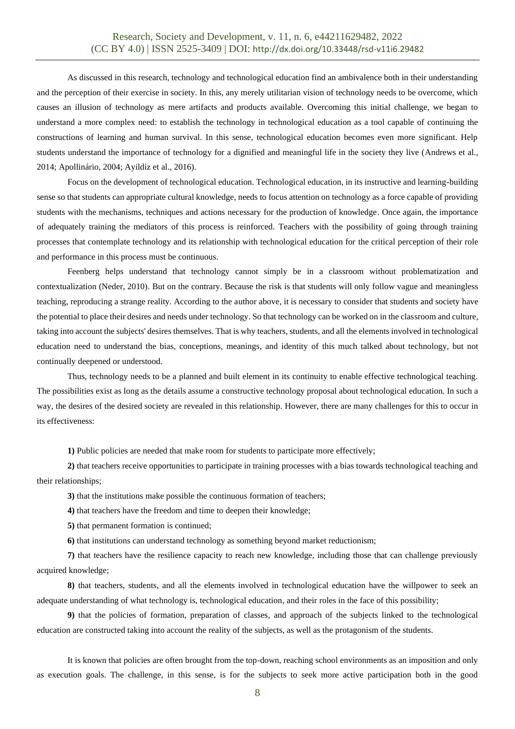As discussed in this research, technology and technological education find an ambivalence both in their understanding and the perception of their exercise in society. In this, any merely utilitarian vision of technology needs to be overcome, which causes an illusion of technology as mere artifacts and products available. Overcoming this initial challenge, we began to understand a more complex need: to establish the technology in technological education as a tool capable of continuing the constructions of learning and human survival. In this sense, technological education becomes even more significant. Help students understand the importance of technology for a dignified and meaningful life in the society they live (Andrews et al., 2014; Apollinário, 2004; Ayildiz et al., 2016).

Focus on the development of technological education. Technological education, in its instructive and learning-building sense so that students can appropriate cultural knowledge, needs to focus attention on technology as a force capable of providing students with the mechanisms, techniques and actions necessary for the production of knowledge. Once again, the importance of adequately training the mediators of this process is reinforced. Teachers with the possibility of going through training processes that contemplate technology and its relationship with technological education for the critical perception of their role and performance in this process must be continuous.

Feenberg helps understand that technology cannot simply be in a classroom without problematization and contextualization (Neder, 2010). But on the contrary. Because the risk is that students will only follow vague and meaningless teaching, reproducing a strange reality. According to the author above, it is necessary to consider that students and society have the potential to place their desires and needs under technology. So that technology can be worked on in the classroom and culture, taking into account the subjects' desires themselves. That is why teachers, students, and all the elements involved in technological education need to understand the bias, conceptions, meanings, and identity of this much talked about technology, but not continually deepened or understood.

Thus, technology needs to be a planned and built element in its continuity to enable effective technological teaching. The possibilities exist as long as the details assume a constructive technology proposal about technological education. In such a way, the desires of the desired society are revealed in this relationship. However, there are many challenges for this to occur in its effectiveness:

**1)** Public policies are needed that make room for students to participate more effectively;

**2)** that teachers receive opportunities to participate in training processes with a bias towards technological teaching and their relationships;

**3)** that the institutions make possible the continuous formation of teachers;

**4)** that teachers have the freedom and time to deepen their knowledge;

**5)** that permanent formation is continued;

**6)** that institutions can understand technology as something beyond market reductionism;

**7)** that teachers have the resilience capacity to reach new knowledge, including those that can challenge previously acquired knowledge;

**8)** that teachers, students, and all the elements involved in technological education have the willpower to seek an adequate understanding of what technology is, technological education, and their roles in the face of this possibility;

**9)** that the policies of formation, preparation of classes, and approach of the subjects linked to the technological education are constructed taking into account the reality of the subjects, as well as the protagonism of the students.

It is known that policies are often brought from the top-down, reaching school environments as an imposition and only as execution goals. The challenge, in this sense, is for the subjects to seek more active participation both in the good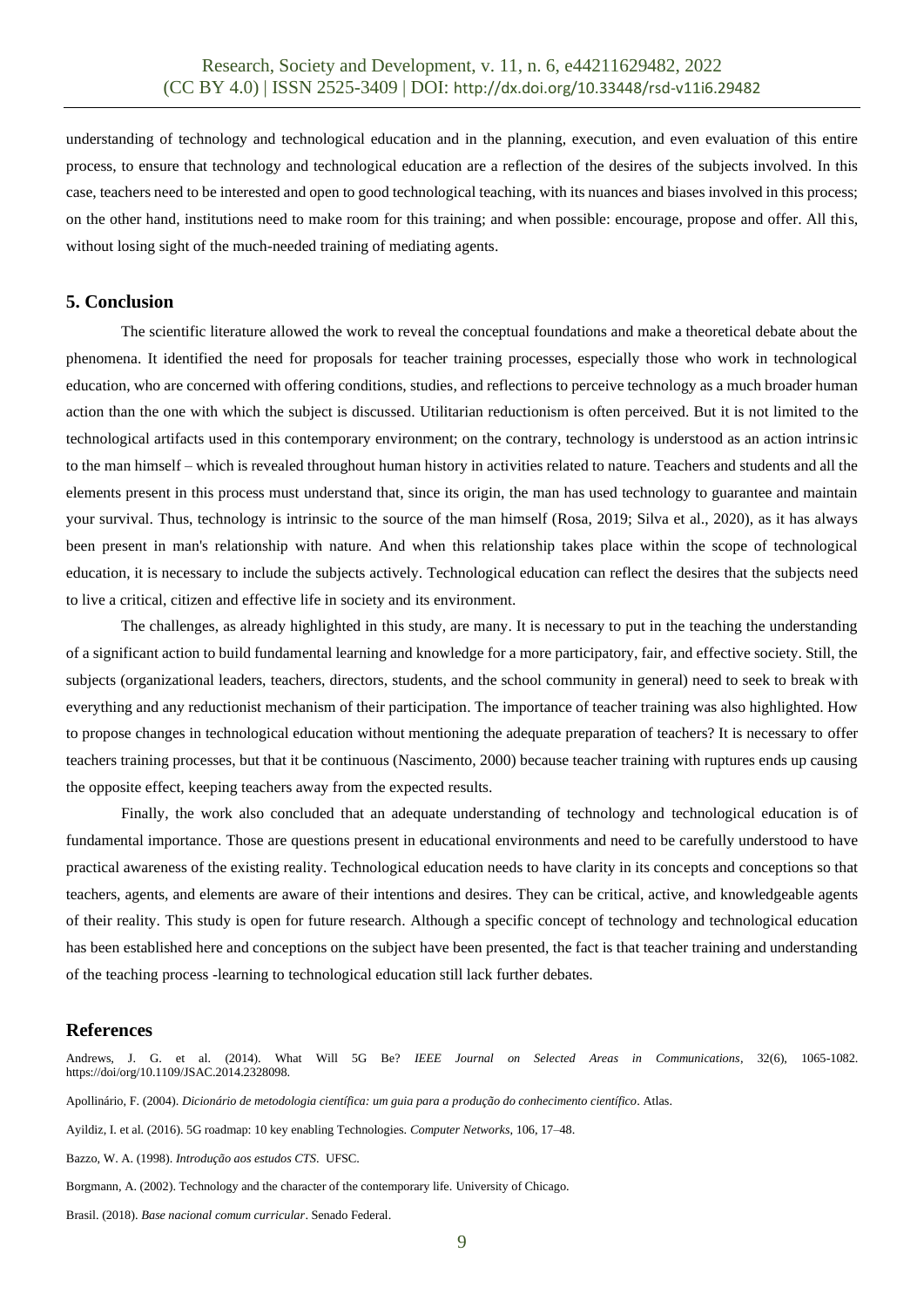understanding of technology and technological education and in the planning, execution, and even evaluation of this entire process, to ensure that technology and technological education are a reflection of the desires of the subjects involved. In this case, teachers need to be interested and open to good technological teaching, with its nuances and biases involved in this process; on the other hand, institutions need to make room for this training; and when possible: encourage, propose and offer. All this, without losing sight of the much-needed training of mediating agents.

## 5. Conclusion

The scientific literature allowed the work to reveal the conceptual foundations and make a theoretical debate about the phenomena. It identified the need for proposals for teacher training processes, especially those who work in technological education, who are concerned with offering conditions, studies, and reflections to perceive technology as a much broader human action than the one with which the subject is discussed. Utilitarian reductionism is often perceived. But it is not limited to the technological artifacts used in this contemporary environment; on the contrary, technology is understood as an action intrinsic to the man himself – which is revealed throughout human history in activities related to nature. Teachers and students and all the elements present in this process must understand that, since its origin, the man has used technology to guarantee and maintain your survival. Thus, technology is intrinsic to the source of the man himself (Rosa, 2019; Silva et al., 2020), as it has always been present in man's relationship with nature. And when this relationship takes place within the scope of technological education, it is necessary to include the subjects actively. Technological education can reflect the desires that the subjects need to live a critical, citizen and effective life in society and its environment.

The challenges, as already highlighted in this study, are many. It is necessary to put in the teaching the understanding of a significant action to build fundamental learning and knowledge for a more participatory, fair, and effective society. Still, the subjects (organizational leaders, teachers, directors, students, and the school community in general) need to seek to break with everything and any reductionist mechanism of their participation. The importance of teacher training was also highlighted. How to propose changes in technological education without mentioning the adequate preparation of teachers? It is necessary to offer teachers training processes, but that it be continuous (Nascimento, 2000) because teacher training with ruptures ends up causing the opposite effect, keeping teachers away from the expected results.

Finally, the work also concluded that an adequate understanding of technology and technological education is of fundamental importance. Those are questions present in educational environments and need to be carefully understood to have practical awareness of the existing reality. Technological education needs to have clarity in its concepts and conceptions so that teachers, agents, and elements are aware of their intentions and desires. They can be critical, active, and knowledgeable agents of their reality. This study is open for future research. Although a specific concept of technology and technological education has been established here and conceptions on the subject have been presented, the fact is that teacher training and understanding of the teaching process -learning to technological education still lack further debates.

## References

Andrews, J. G. et al. (2014). What Will 5G Be? *IEEE Journal on Selected Areas in Communications*, 32(6), 1065-1082. https://doi/org/10.1109/JSAC.2014.2328098.

Apollinário, F. (2004). *Dicionário de metodologia científica: um guia para a produção do conhecimento científico*. Atlas.

Ayildiz, I. et al. (2016). 5G roadmap: 10 key enabling Technologies. *Computer Networks*, 106, 17–48.

Bazzo, W. A. (1998). *Introdução aos estudos CTS*. UFSC.

Borgmann, A. (2002). Technology and the character of the contemporary life. University of Chicago.

Brasil. (2018). *Base nacional comum curricular*. Senado Federal.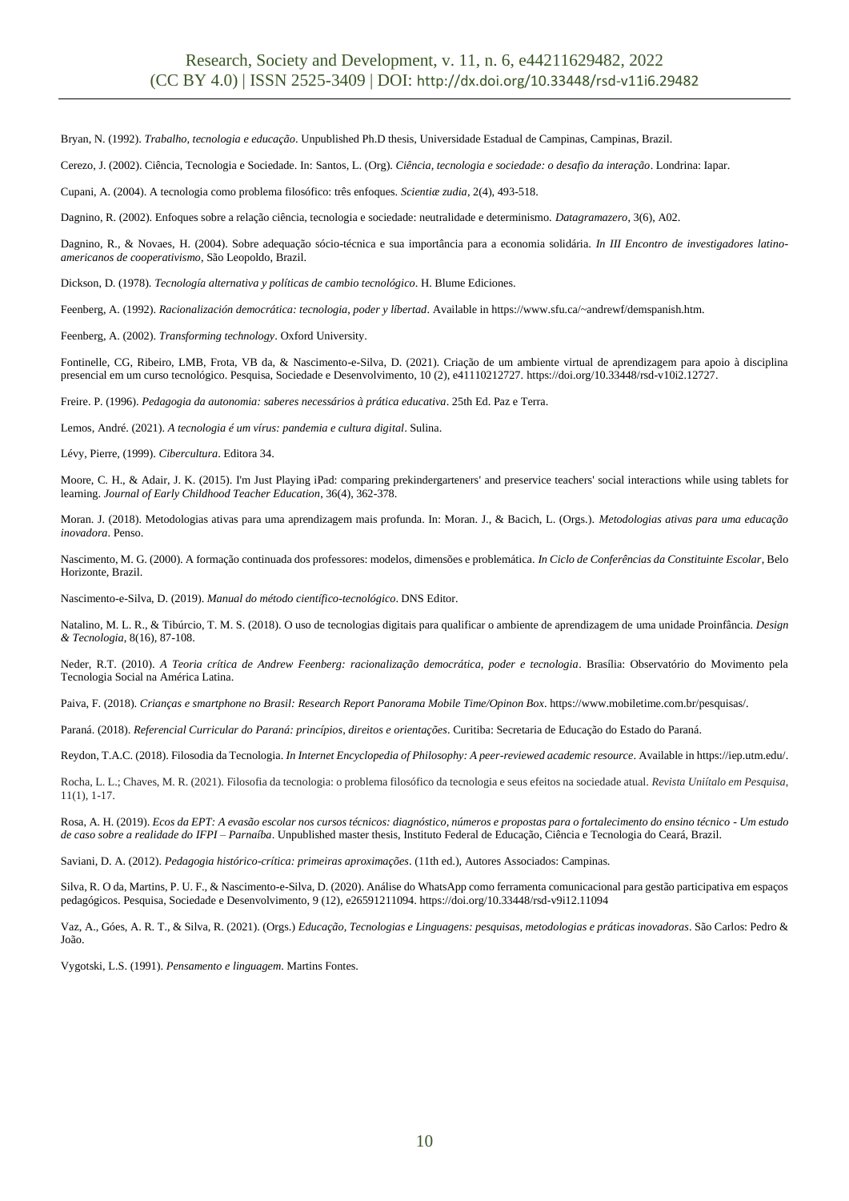Bryan, N. (1992). *Trabalho, tecnologia e educação*. Unpublished Ph.D thesis, Universidade Estadual de Campinas, Campinas, Brazil.

Cerezo, J. (2002). Ciência, Tecnologia e Sociedade. In: Santos, L. (Org). *Ciência, tecnologia e sociedade: o desafio da interação*. Londrina: Iapar.

Cupani, A. (2004). A tecnologia como problema filosófico: três enfoques. *Scientiæ zudia*, 2(4), 493-518.

Dagnino, R. (2002). Enfoques sobre a relação ciência, tecnologia e sociedade: neutralidade e determinismo. *Datagramazero*, 3(6), A02.

Dagnino, R., & Novaes, H. (2004). Sobre adequação sócio-técnica e sua importância para a economia solidária. *In III Encontro de investigadores latino-americanos de cooperativismo*, São Leopoldo, Brazil.

Dickson, D. (1978). *Tecnología alternativa y políticas de cambio tecnológico*. H. Blume Ediciones.

Feenberg, A. (1992). *Racionalización democrática: tecnologia, poder y líbertad*. Available in https://www.sfu.ca/~andrewf/demspanish.htm.

Feenberg, A. (2002). *Transforming technology*. Oxford University.

Fontinelle, CG, Ribeiro, LMB, Frota, VB da, & Nascimento-e-Silva, D. (2021). Criação de um ambiente virtual de aprendizagem para apoio à disciplina presencial em um curso tecnológico. Pesquisa, Sociedade e Desenvolvimento, 10 (2), e41110212727. https://doi.org/10.33448/rsd-v10i2.12727.

Freire. P. (1996). *Pedagogia da autonomia: saberes necessários à prática educativa*. 25th Ed. Paz e Terra.

Lemos, André. (2021). *A tecnologia é um vírus: pandemia e cultura digital*. Sulina.

Lévy, Pierre, (1999). *Cibercultura*. Editora 34.

Moore, C. H., & Adair, J. K. (2015). I'm Just Playing iPad: comparing prekindergarteners' and preservice teachers' social interactions while using tablets for learning. *Journal of Early Childhood Teacher Education*, 36(4), 362-378.

Moran. J. (2018). Metodologias ativas para uma aprendizagem mais profunda. In: Moran. J., & Bacich, L. (Orgs.). *Metodologias ativas para uma educação inovadora*. Penso.

Nascimento, M. G. (2000). A formação continuada dos professores: modelos, dimensões e problemática. *In Ciclo de Conferências da Constituinte Escolar*, Belo Horizonte, Brazil.

Nascimento-e-Silva, D. (2019). *Manual do método científico-tecnológico*. DNS Editor.

Natalino, M. L. R., & Tibúrcio, T. M. S. (2018). O uso de tecnologias digitais para qualificar o ambiente de aprendizagem de uma unidade Proinfância. *Design & Tecnologia*, 8(16), 87-108.

Neder, R.T. (2010). *A Teoria crítica de Andrew Feenberg: racionalização democrática, poder e tecnologia*. Brasília: Observatório do Movimento pela Tecnologia Social na América Latina.

Paiva, F. (2018). *Crianças e smartphone no Brasil: Research Report Panorama Mobile Time/Opinon Box*. https://www.mobiletime.com.br/pesquisas/.

Paraná. (2018). *Referencial Curricular do Paraná: princípios, direitos e orientações*. Curitiba: Secretaria de Educação do Estado do Paraná.

Reydon, T.A.C. (2018). Filosodia da Tecnologia. *In Internet Encyclopedia of Philosophy: A peer-reviewed academic resource*. Available in https://iep.utm.edu/.

Rocha, L. L.; Chaves, M. R. (2021). Filosofia da tecnologia: o problema filosófico da tecnologia e seus efeitos na sociedade atual. *Revista Uniítalo em Pesquisa*, 11(1), 1-17.

Rosa, A. H. (2019). *Ecos da EPT: A evasão escolar nos cursos técnicos: diagnóstico, números e propostas para o fortalecimento do ensino técnico - Um estudo de caso sobre a realidade do IFPI – Parnaíba*. Unpublished master thesis, Instituto Federal de Educação, Ciência e Tecnologia do Ceará, Brazil.

Saviani, D. A. (2012). *Pedagogia histórico-crítica: primeiras aproximações*. (11th ed.), Autores Associados: Campinas.

Silva, R. O da, Martins, P. U. F., & Nascimento-e-Silva, D. (2020). Análise do WhatsApp como ferramenta comunicacional para gestão participativa em espaços pedagógicos. Pesquisa, Sociedade e Desenvolvimento, 9 (12), e26591211094. https://doi.org/10.33448/rsd-v9i12.11094

Vaz, A., Góes, A. R. T., & Silva, R. (2021). (Orgs.) *Educação, Tecnologias e Linguagens: pesquisas, metodologias e práticas inovadoras*. São Carlos: Pedro & João.

Vygotski, L.S. (1991). *Pensamento e linguagem*. Martins Fontes.